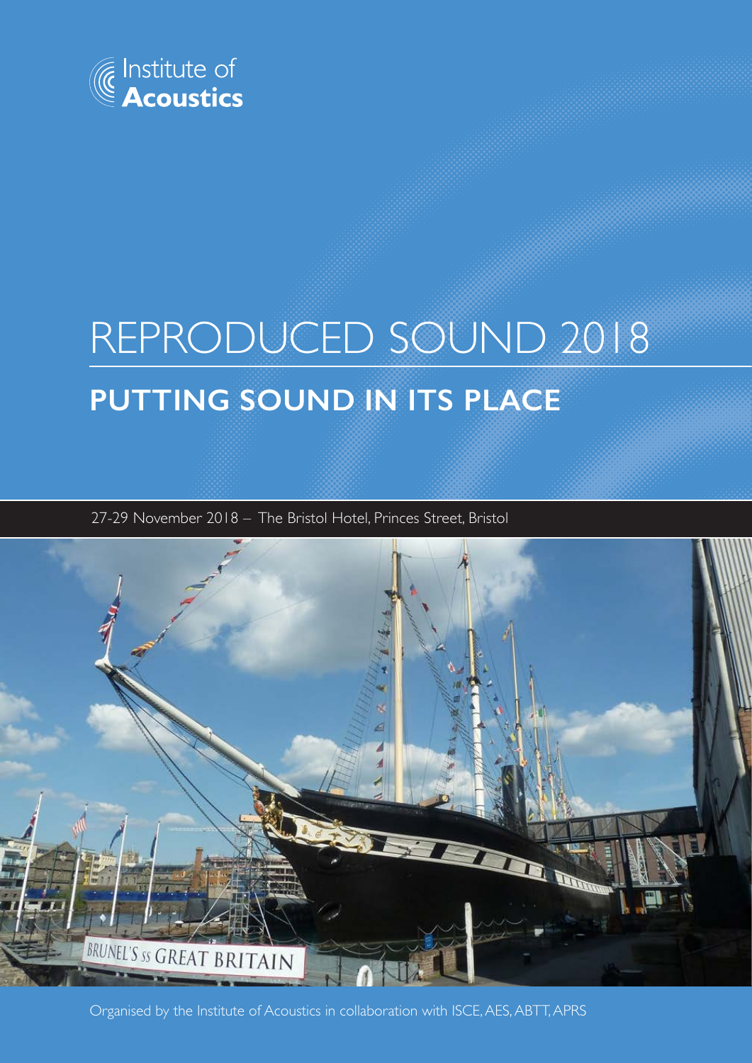Institute of **Acoustics**

# REPRODUCED SOUND 2018

## PUTTING SOUND IN ITS PLACE

27-29 November 2018 – The Bristol Hotel, Princes Street, Bristol

Organised by the Institute of Acoustics in collaboration with ISCE, AES, ABTT, APRS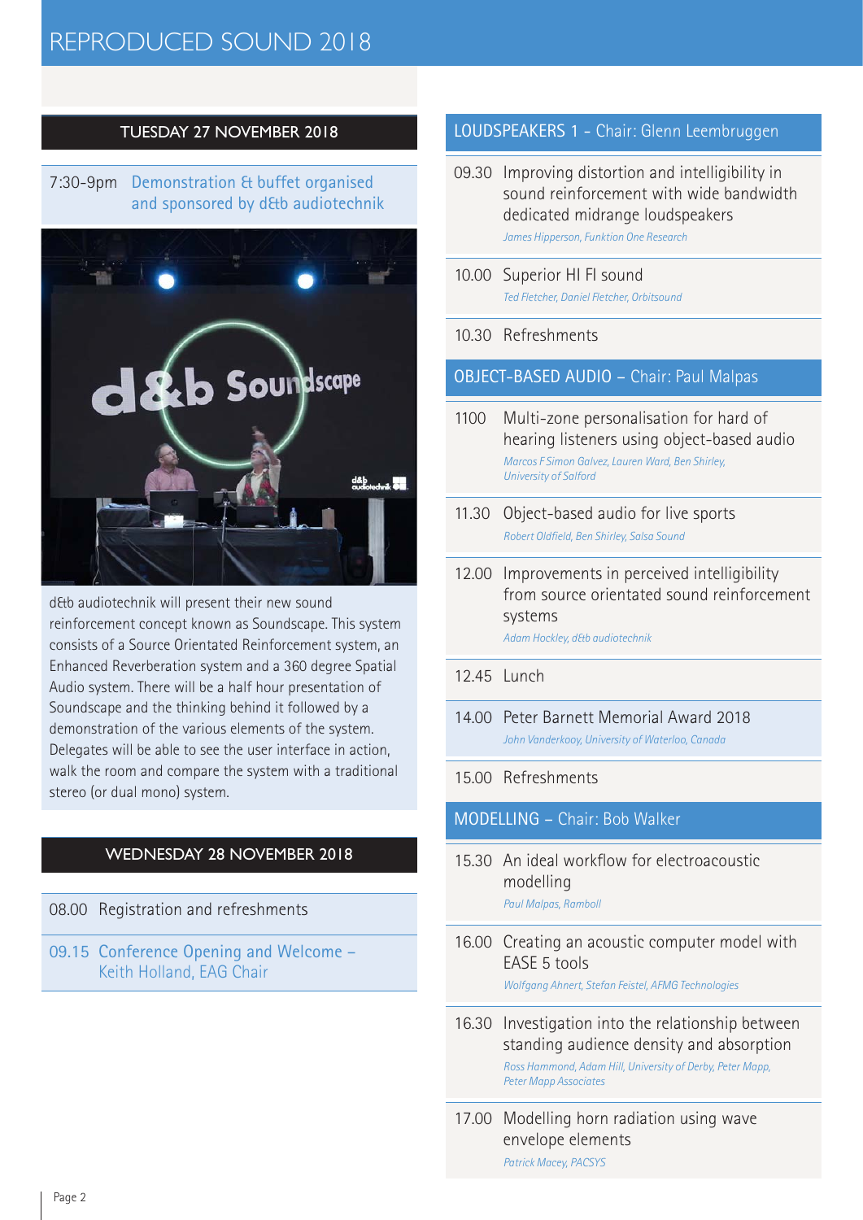# REPRODUCED SOUND 2018

## TUESDAY 27 NOVEMBER 2018

7:30-9pm **Demonstration & buffet organised and sponsored by d&b audiotechnik**

d&b audiotechnik will present their new sound reinforcement concept known as Soundscape. This system consists of a Source Orientated Reinforcement system, an Enhanced Reverberation system and a 360 degree Spatial Audio system. There will be a half hour presentation of Soundscape and the thinking behind it followed by a demonstration of the various elements of the system. Delegates will be able to see the user interface in action, walk the room and compare the system with a traditional stereo (or dual mono) system.

## WEDNESDAY 28 NOVEMBER 2018

08.00 Registration and refreshments

09.15 **Conference Opening and Welcome – Keith Holland, EAG Chair**

### LOUDSPEAKERS 1 - Chair: Glenn Leembruggen

09.30 Improving distortion and intelligibility in sound reinforcement with wide bandwidth dedicated midrange loudspeakers
*James Hipperson, Funktion One Research*

10.00 Superior HI FI sound
*Ted Fletcher, Daniel Fletcher, Orbitsound*

10.30 Refreshments

### OBJECT-BASED AUDIO – Chair: Paul Malpas

1100 Multi-zone personalisation for hard of hearing listeners using object-based audio
*Marcos F Simon Galvez, Lauren Ward, Ben Shirley, University of Salford*

11.30 Object-based audio for live sports
*Robert Oldfield, Ben Shirley, Salsa Sound*

12.00 Improvements in perceived intelligibility from source orientated sound reinforcement systems
*Adam Hockley, d&b audiotechnik*

12.45 Lunch

14.00 Peter Barnett Memorial Award 2018
*John Vanderkooy, University of Waterloo, Canada*

15.00 Refreshments

### MODELLING – Chair: Bob Walker

15.30 An ideal workflow for electroacoustic modelling
*Paul Malpas, Ramboll*

16.00 Creating an acoustic computer model with EASE 5 tools
*Wolfgang Ahnert, Stefan Feistel, AFMG Technologies*

16.30 Investigation into the relationship between standing audience density and absorption
*Ross Hammond, Adam Hill, University of Derby, Peter Mapp, Peter Mapp Associates*

17.00 Modelling horn radiation using wave envelope elements
*Patrick Macey, PACSYS*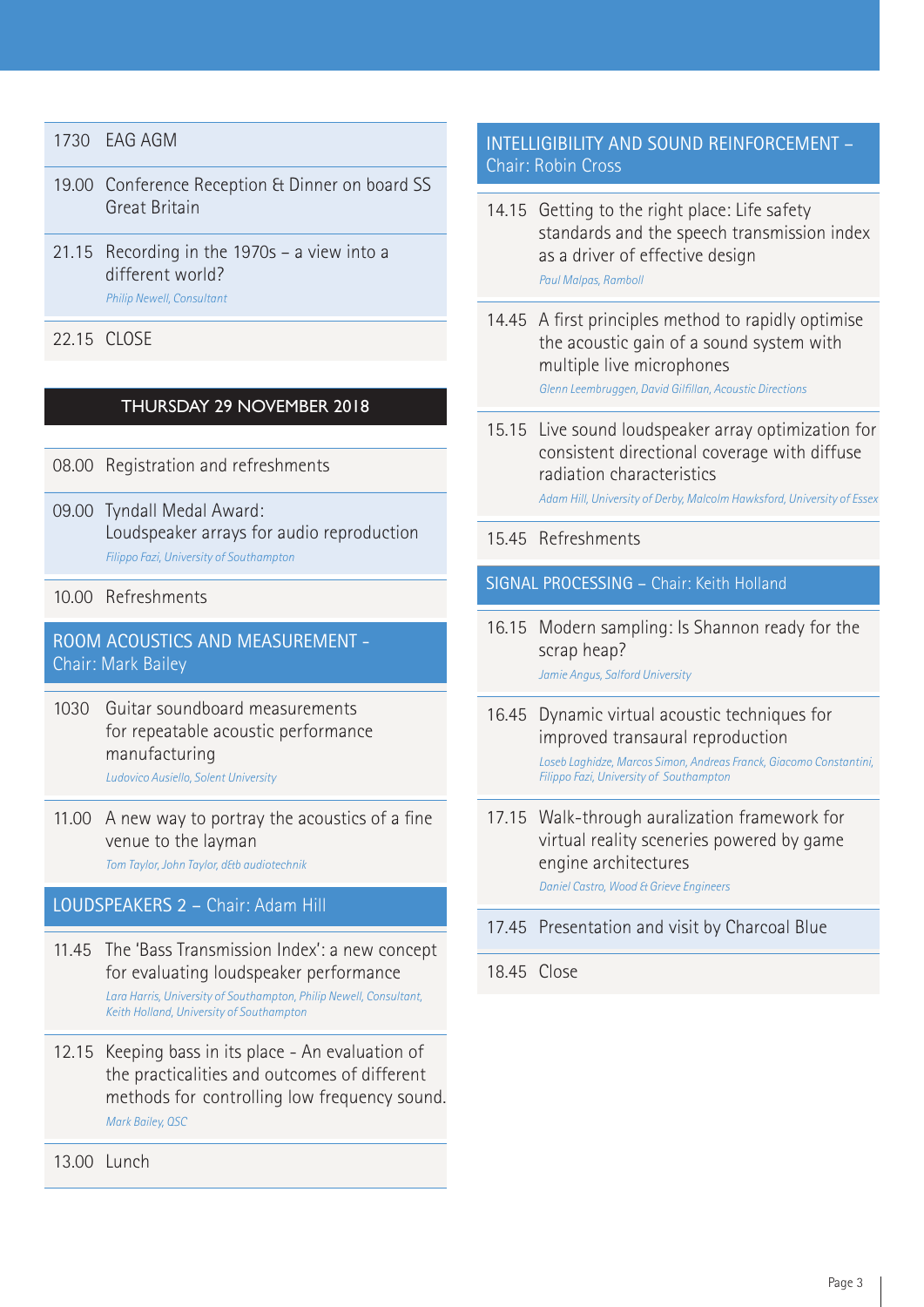1730 EAG AGM

19.00 Conference Reception & Dinner on board SS Great Britain

21.15 Recording in the 1970s – a view into a different world?
*Philip Newell, Consultant*

22.15 CLOSE

## THURSDAY 29 NOVEMBER 2018

08.00 Registration and refreshments

09.00 Tyndall Medal Award:
Loudspeaker arrays for audio reproduction
*Filippo Fazi, University of Southampton*

10.00 Refreshments

### ROOM ACOUSTICS AND MEASUREMENT - Chair: Mark Bailey

1030 Guitar soundboard measurements for repeatable acoustic performance manufacturing
*Ludovico Ausiello, Solent University*

11.00 A new way to portray the acoustics of a fine venue to the layman
*Tom Taylor, John Taylor, d&b audiotechnik*

### LOUDSPEAKERS 2 – Chair: Adam Hill

11.45 The 'Bass Transmission Index': a new concept for evaluating loudspeaker performance
*Lara Harris, University of Southampton, Philip Newell, Consultant, Keith Holland, University of Southampton*

12.15 Keeping bass in its place - An evaluation of the practicalities and outcomes of different methods for controlling low frequency sound.
*Mark Bailey, QSC*

13.00 Lunch

### INTELLIGIBILITY AND SOUND REINFORCEMENT – Chair: Robin Cross

14.15 Getting to the right place: Life safety standards and the speech transmission index as a driver of effective design
*Paul Malpas, Ramboll*

14.45 A first principles method to rapidly optimise the acoustic gain of a sound system with multiple live microphones
*Glenn Leembruggen, David Gilfillan, Acoustic Directions*

15.15 Live sound loudspeaker array optimization for consistent directional coverage with diffuse radiation characteristics
*Adam Hill, University of Derby, Malcolm Hawksford, University of Essex*

15.45 Refreshments

### SIGNAL PROCESSING – Chair: Keith Holland

16.15 Modern sampling: Is Shannon ready for the scrap heap?
*Jamie Angus, Salford University*

16.45 Dynamic virtual acoustic techniques for improved transaural reproduction
*Loseb Laghidze, Marcos Simon, Andreas Franck, Giacomo Constantini, Filippo Fazi, University of Southampton*

17.15 Walk-through auralization framework for virtual reality sceneries powered by game engine architectures
*Daniel Castro, Wood & Grieve Engineers*

17.45 Presentation and visit by Charcoal Blue

18.45 Close